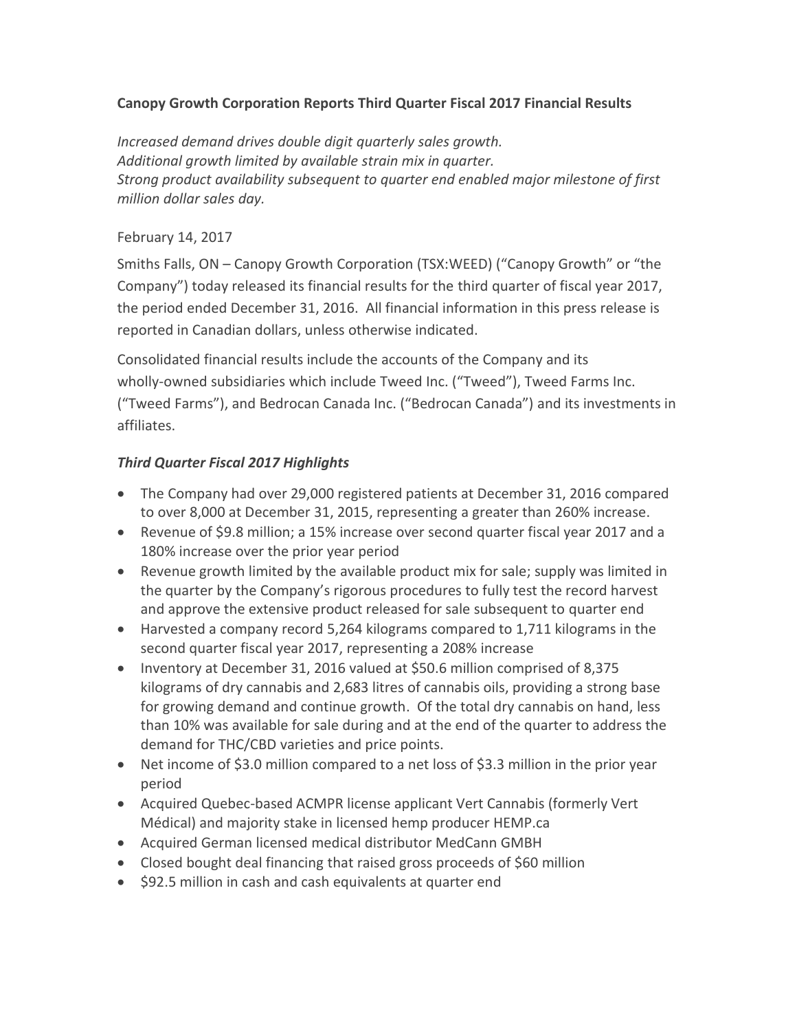**Canopy Growth Corporation Reports Third Quarter Fiscal 2017 Financial Results**

*Increased demand drives double digit quarterly sales growth.*
*Additional growth limited by available strain mix in quarter.*
*Strong product availability subsequent to quarter end enabled major milestone of first million dollar sales day.*

February 14, 2017

Smiths Falls, ON – Canopy Growth Corporation (TSX:WEED) ("Canopy Growth" or "the Company") today released its financial results for the third quarter of fiscal year 2017, the period ended December 31, 2016. All financial information in this press release is reported in Canadian dollars, unless otherwise indicated.

Consolidated financial results include the accounts of the Company and its wholly-owned subsidiaries which include Tweed Inc. ("Tweed"), Tweed Farms Inc. ("Tweed Farms"), and Bedrocan Canada Inc. ("Bedrocan Canada") and its investments in affiliates.

***Third Quarter Fiscal 2017 Highlights***

- The Company had over 29,000 registered patients at December 31, 2016 compared to over 8,000 at December 31, 2015, representing a greater than 260% increase.
- Revenue of $9.8 million; a 15% increase over second quarter fiscal year 2017 and a 180% increase over the prior year period
- Revenue growth limited by the available product mix for sale; supply was limited in the quarter by the Company's rigorous procedures to fully test the record harvest and approve the extensive product released for sale subsequent to quarter end
- Harvested a company record 5,264 kilograms compared to 1,711 kilograms in the second quarter fiscal year 2017, representing a 208% increase
- Inventory at December 31, 2016 valued at $50.6 million comprised of 8,375 kilograms of dry cannabis and 2,683 litres of cannabis oils, providing a strong base for growing demand and continue growth. Of the total dry cannabis on hand, less than 10% was available for sale during and at the end of the quarter to address the demand for THC/CBD varieties and price points.
- Net income of $3.0 million compared to a net loss of $3.3 million in the prior year period
- Acquired Quebec-based ACMPR license applicant Vert Cannabis (formerly Vert Médical) and majority stake in licensed hemp producer HEMP.ca
- Acquired German licensed medical distributor MedCann GMBH
- Closed bought deal financing that raised gross proceeds of $60 million
- $92.5 million in cash and cash equivalents at quarter end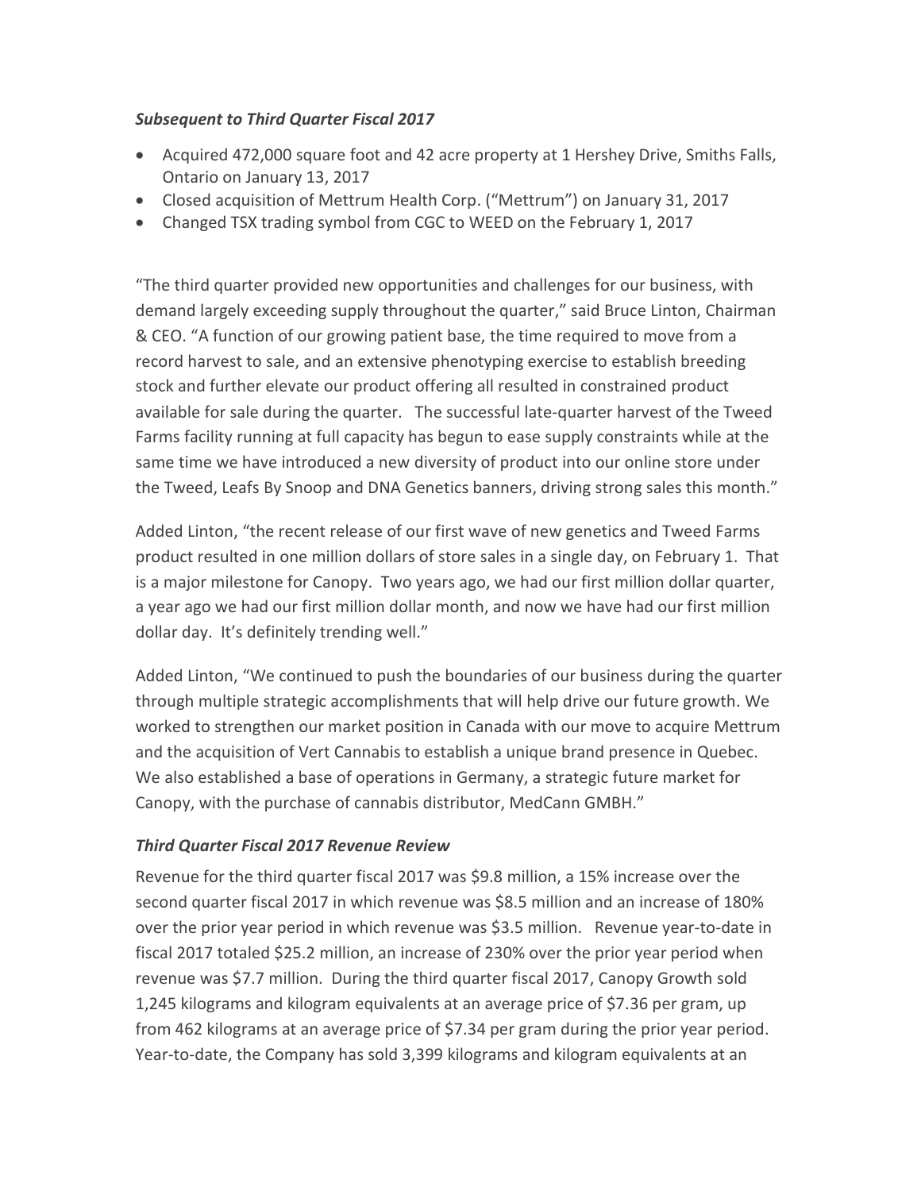### *Subsequent to Third Quarter Fiscal 2017*

- Acquired 472,000 square foot and 42 acre property at 1 Hershey Drive, Smiths Falls, Ontario on January 13, 2017
- Closed acquisition of Mettrum Health Corp. ("Mettrum") on January 31, 2017
- Changed TSX trading symbol from CGC to WEED on the February 1, 2017

"The third quarter provided new opportunities and challenges for our business, with demand largely exceeding supply throughout the quarter," said Bruce Linton, Chairman & CEO. "A function of our growing patient base, the time required to move from a record harvest to sale, and an extensive phenotyping exercise to establish breeding stock and further elevate our product offering all resulted in constrained product available for sale during the quarter. The successful late-quarter harvest of the Tweed Farms facility running at full capacity has begun to ease supply constraints while at the same time we have introduced a new diversity of product into our online store under the Tweed, Leafs By Snoop and DNA Genetics banners, driving strong sales this month."

Added Linton, "the recent release of our first wave of new genetics and Tweed Farms product resulted in one million dollars of store sales in a single day, on February 1. That is a major milestone for Canopy. Two years ago, we had our first million dollar quarter, a year ago we had our first million dollar month, and now we have had our first million dollar day. It's definitely trending well."

Added Linton, "We continued to push the boundaries of our business during the quarter through multiple strategic accomplishments that will help drive our future growth. We worked to strengthen our market position in Canada with our move to acquire Mettrum and the acquisition of Vert Cannabis to establish a unique brand presence in Quebec. We also established a base of operations in Germany, a strategic future market for Canopy, with the purchase of cannabis distributor, MedCann GMBH."

### *Third Quarter Fiscal 2017 Revenue Review*

Revenue for the third quarter fiscal 2017 was $9.8 million, a 15% increase over the second quarter fiscal 2017 in which revenue was $8.5 million and an increase of 180% over the prior year period in which revenue was $3.5 million. Revenue year-to-date in fiscal 2017 totaled $25.2 million, an increase of 230% over the prior year period when revenue was $7.7 million. During the third quarter fiscal 2017, Canopy Growth sold 1,245 kilograms and kilogram equivalents at an average price of $7.36 per gram, up from 462 kilograms at an average price of $7.34 per gram during the prior year period. Year-to-date, the Company has sold 3,399 kilograms and kilogram equivalents at an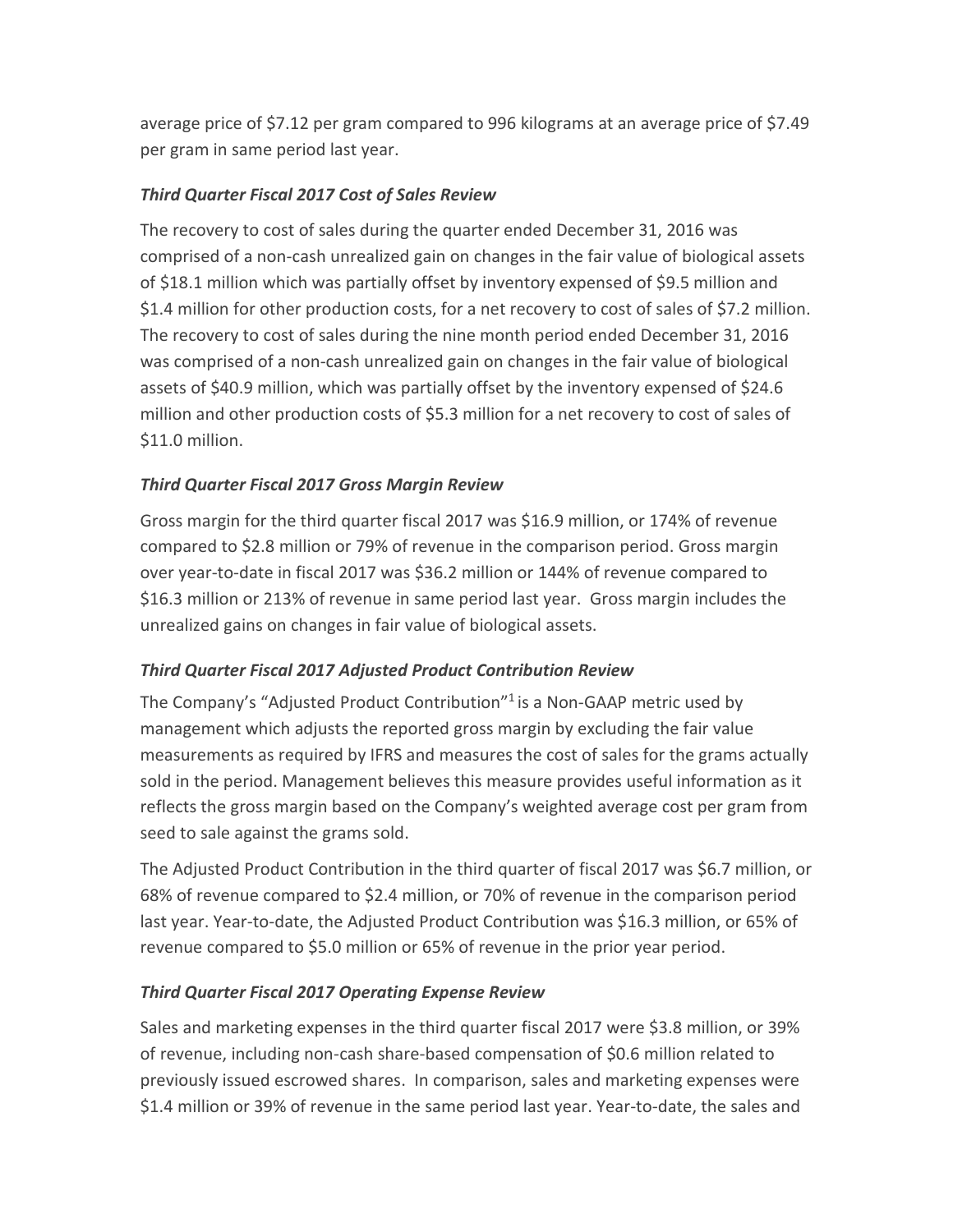average price of $7.12 per gram compared to 996 kilograms at an average price of $7.49 per gram in same period last year.

### *Third Quarter Fiscal 2017 Cost of Sales Review*

The recovery to cost of sales during the quarter ended December 31, 2016 was comprised of a non-cash unrealized gain on changes in the fair value of biological assets of $18.1 million which was partially offset by inventory expensed of $9.5 million and $1.4 million for other production costs, for a net recovery to cost of sales of $7.2 million. The recovery to cost of sales during the nine month period ended December 31, 2016 was comprised of a non-cash unrealized gain on changes in the fair value of biological assets of $40.9 million, which was partially offset by the inventory expensed of $24.6 million and other production costs of $5.3 million for a net recovery to cost of sales of $11.0 million.

### *Third Quarter Fiscal 2017 Gross Margin Review*

Gross margin for the third quarter fiscal 2017 was $16.9 million, or 174% of revenue compared to $2.8 million or 79% of revenue in the comparison period. Gross margin over year-to-date in fiscal 2017 was $36.2 million or 144% of revenue compared to $16.3 million or 213% of revenue in same period last year. Gross margin includes the unrealized gains on changes in fair value of biological assets.

### *Third Quarter Fiscal 2017 Adjusted Product Contribution Review*

The Company's "Adjusted Product Contribution"[1] is a Non-GAAP metric used by management which adjusts the reported gross margin by excluding the fair value measurements as required by IFRS and measures the cost of sales for the grams actually sold in the period. Management believes this measure provides useful information as it reflects the gross margin based on the Company's weighted average cost per gram from seed to sale against the grams sold.

The Adjusted Product Contribution in the third quarter of fiscal 2017 was $6.7 million, or 68% of revenue compared to $2.4 million, or 70% of revenue in the comparison period last year. Year-to-date, the Adjusted Product Contribution was $16.3 million, or 65% of revenue compared to $5.0 million or 65% of revenue in the prior year period.

### *Third Quarter Fiscal 2017 Operating Expense Review*

Sales and marketing expenses in the third quarter fiscal 2017 were $3.8 million, or 39% of revenue, including non-cash share-based compensation of $0.6 million related to previously issued escrowed shares. In comparison, sales and marketing expenses were $1.4 million or 39% of revenue in the same period last year. Year-to-date, the sales and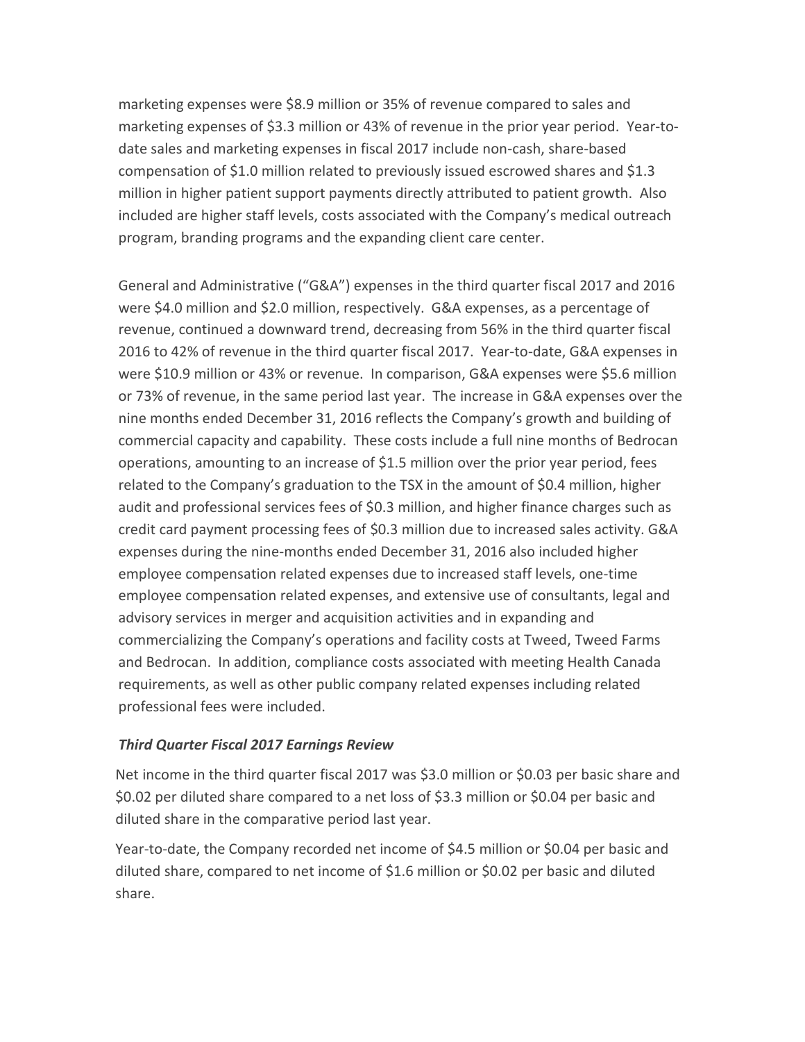marketing expenses were $8.9 million or 35% of revenue compared to sales and marketing expenses of $3.3 million or 43% of revenue in the prior year period. Year-to-date sales and marketing expenses in fiscal 2017 include non-cash, share-based compensation of $1.0 million related to previously issued escrowed shares and $1.3 million in higher patient support payments directly attributed to patient growth. Also included are higher staff levels, costs associated with the Company's medical outreach program, branding programs and the expanding client care center.

General and Administrative ("G&A") expenses in the third quarter fiscal 2017 and 2016 were $4.0 million and $2.0 million, respectively. G&A expenses, as a percentage of revenue, continued a downward trend, decreasing from 56% in the third quarter fiscal 2016 to 42% of revenue in the third quarter fiscal 2017. Year-to-date, G&A expenses in were $10.9 million or 43% or revenue. In comparison, G&A expenses were $5.6 million or 73% of revenue, in the same period last year. The increase in G&A expenses over the nine months ended December 31, 2016 reflects the Company's growth and building of commercial capacity and capability. These costs include a full nine months of Bedrocan operations, amounting to an increase of $1.5 million over the prior year period, fees related to the Company's graduation to the TSX in the amount of $0.4 million, higher audit and professional services fees of $0.3 million, and higher finance charges such as credit card payment processing fees of $0.3 million due to increased sales activity. G&A expenses during the nine-months ended December 31, 2016 also included higher employee compensation related expenses due to increased staff levels, one-time employee compensation related expenses, and extensive use of consultants, legal and advisory services in merger and acquisition activities and in expanding and commercializing the Company's operations and facility costs at Tweed, Tweed Farms and Bedrocan. In addition, compliance costs associated with meeting Health Canada requirements, as well as other public company related expenses including related professional fees were included.

***Third Quarter Fiscal 2017 Earnings Review***

Net income in the third quarter fiscal 2017 was $3.0 million or $0.03 per basic share and $0.02 per diluted share compared to a net loss of $3.3 million or $0.04 per basic and diluted share in the comparative period last year.

Year-to-date, the Company recorded net income of $4.5 million or $0.04 per basic and diluted share, compared to net income of $1.6 million or $0.02 per basic and diluted share.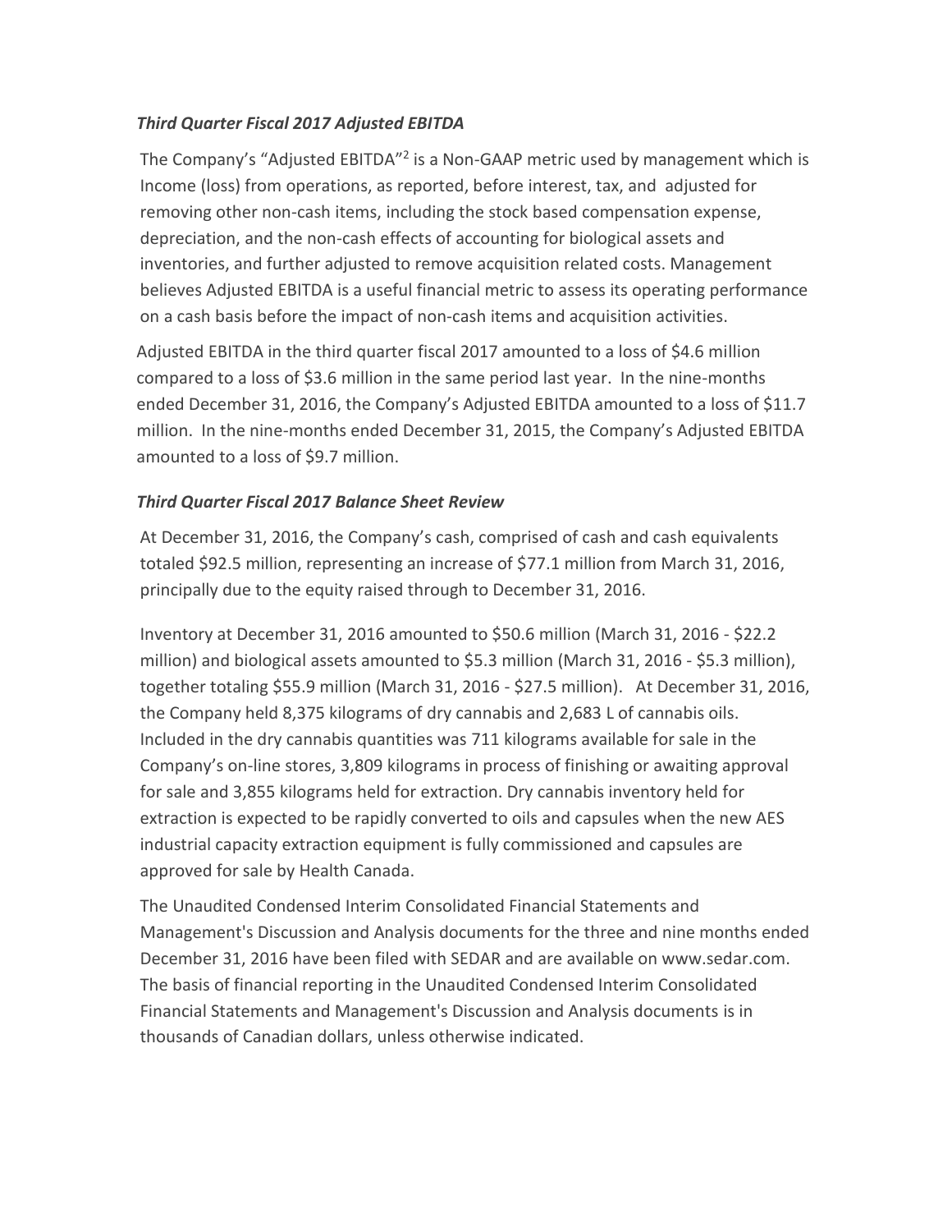### *Third Quarter Fiscal 2017 Adjusted EBITDA*

The Company's "Adjusted EBITDA"[2] is a Non-GAAP metric used by management which is Income (loss) from operations, as reported, before interest, tax, and adjusted for removing other non-cash items, including the stock based compensation expense, depreciation, and the non-cash effects of accounting for biological assets and inventories, and further adjusted to remove acquisition related costs. Management believes Adjusted EBITDA is a useful financial metric to assess its operating performance on a cash basis before the impact of non-cash items and acquisition activities.

Adjusted EBITDA in the third quarter fiscal 2017 amounted to a loss of $4.6 million compared to a loss of $3.6 million in the same period last year. In the nine-months ended December 31, 2016, the Company's Adjusted EBITDA amounted to a loss of $11.7 million. In the nine-months ended December 31, 2015, the Company's Adjusted EBITDA amounted to a loss of $9.7 million.

### *Third Quarter Fiscal 2017 Balance Sheet Review*

At December 31, 2016, the Company's cash, comprised of cash and cash equivalents totaled $92.5 million, representing an increase of $77.1 million from March 31, 2016, principally due to the equity raised through to December 31, 2016.

Inventory at December 31, 2016 amounted to $50.6 million (March 31, 2016 - $22.2 million) and biological assets amounted to $5.3 million (March 31, 2016 - $5.3 million), together totaling $55.9 million (March 31, 2016 - $27.5 million). At December 31, 2016, the Company held 8,375 kilograms of dry cannabis and 2,683 L of cannabis oils. Included in the dry cannabis quantities was 711 kilograms available for sale in the Company's on-line stores, 3,809 kilograms in process of finishing or awaiting approval for sale and 3,855 kilograms held for extraction. Dry cannabis inventory held for extraction is expected to be rapidly converted to oils and capsules when the new AES industrial capacity extraction equipment is fully commissioned and capsules are approved for sale by Health Canada.

The Unaudited Condensed Interim Consolidated Financial Statements and Management's Discussion and Analysis documents for the three and nine months ended December 31, 2016 have been filed with SEDAR and are available on www.sedar.com. The basis of financial reporting in the Unaudited Condensed Interim Consolidated Financial Statements and Management's Discussion and Analysis documents is in thousands of Canadian dollars, unless otherwise indicated.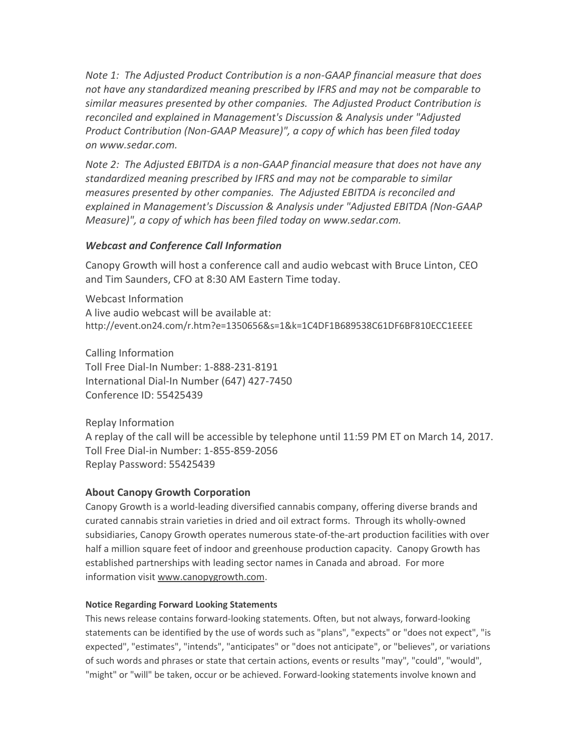*Note 1: The Adjusted Product Contribution is a non-GAAP financial measure that does not have any standardized meaning prescribed by IFRS and may not be comparable to similar measures presented by other companies. The Adjusted Product Contribution is reconciled and explained in Management's Discussion & Analysis under "Adjusted Product Contribution (Non-GAAP Measure)", a copy of which has been filed today on www.sedar.com.*

*Note 2: The Adjusted EBITDA is a non-GAAP financial measure that does not have any standardized meaning prescribed by IFRS and may not be comparable to similar measures presented by other companies. The Adjusted EBITDA is reconciled and explained in Management's Discussion & Analysis under "Adjusted EBITDA (Non-GAAP Measure)", a copy of which has been filed today on www.sedar.com.*

### *Webcast and Conference Call Information*

Canopy Growth will host a conference call and audio webcast with Bruce Linton, CEO and Tim Saunders, CFO at 8:30 AM Eastern Time today.

Webcast Information
A live audio webcast will be available at:
http://event.on24.com/r.htm?e=1350656&s=1&k=1C4DF1B689538C61DF6BF810ECC1EEEE

Calling Information
Toll Free Dial-In Number: 1-888-231-8191
International Dial-In Number (647) 427-7450
Conference ID: 55425439

Replay Information
A replay of the call will be accessible by telephone until 11:59 PM ET on March 14, 2017.
Toll Free Dial-in Number: 1-855-859-2056
Replay Password: 55425439

### About Canopy Growth Corporation

Canopy Growth is a world-leading diversified cannabis company, offering diverse brands and curated cannabis strain varieties in dried and oil extract forms. Through its wholly-owned subsidiaries, Canopy Growth operates numerous state-of-the-art production facilities with over half a million square feet of indoor and greenhouse production capacity. Canopy Growth has established partnerships with leading sector names in Canada and abroad. For more information visit www.canopygrowth.com.

#### Notice Regarding Forward Looking Statements

This news release contains forward-looking statements. Often, but not always, forward-looking statements can be identified by the use of words such as "plans", "expects" or "does not expect", "is expected", "estimates", "intends", "anticipates" or "does not anticipate", or "believes", or variations of such words and phrases or state that certain actions, events or results "may", "could", "would", "might" or "will" be taken, occur or be achieved. Forward-looking statements involve known and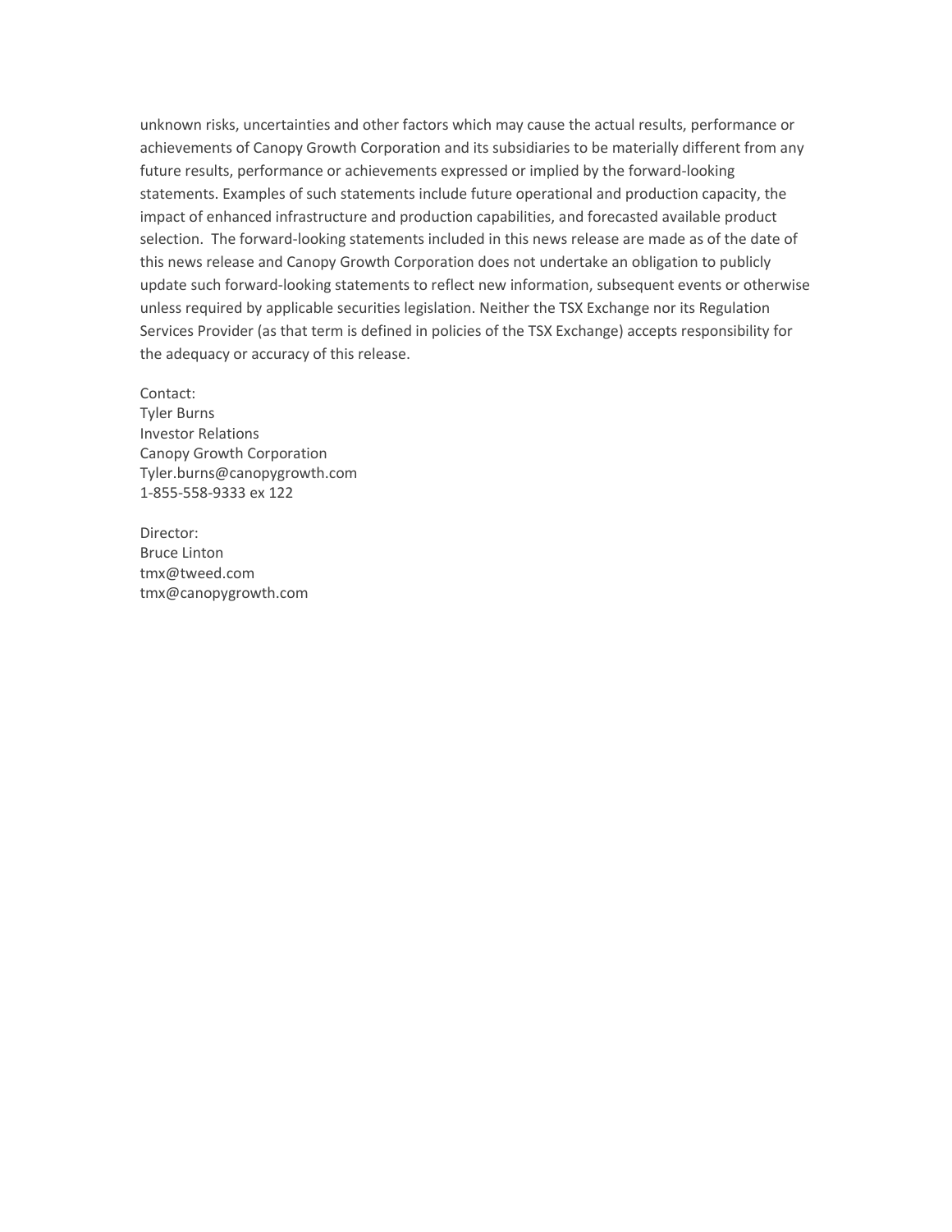unknown risks, uncertainties and other factors which may cause the actual results, performance or achievements of Canopy Growth Corporation and its subsidiaries to be materially different from any future results, performance or achievements expressed or implied by the forward-looking statements. Examples of such statements include future operational and production capacity, the impact of enhanced infrastructure and production capabilities, and forecasted available product selection. The forward-looking statements included in this news release are made as of the date of this news release and Canopy Growth Corporation does not undertake an obligation to publicly update such forward-looking statements to reflect new information, subsequent events or otherwise unless required by applicable securities legislation. Neither the TSX Exchange nor its Regulation Services Provider (as that term is defined in policies of the TSX Exchange) accepts responsibility for the adequacy or accuracy of this release.

Contact:
Tyler Burns
Investor Relations
Canopy Growth Corporation
Tyler.burns@canopygrowth.com
1-855-558-9333 ex 122

Director:
Bruce Linton
tmx@tweed.com
tmx@canopygrowth.com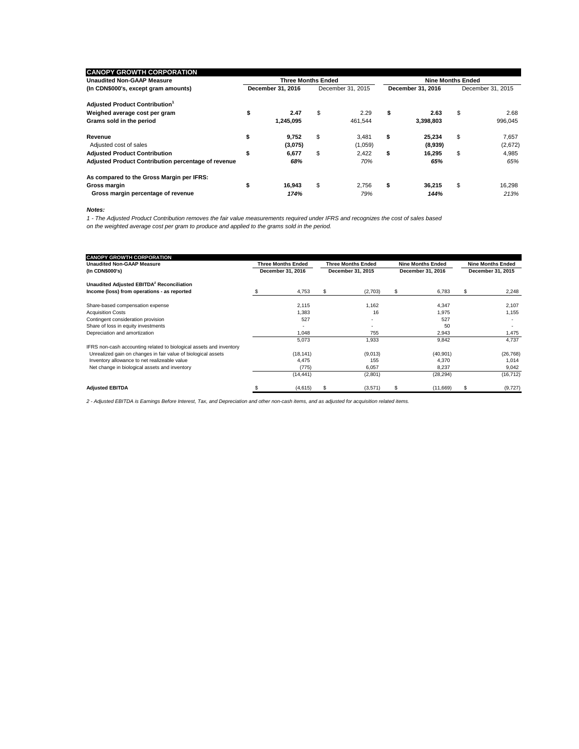## CANOPY GROWTH CORPORATION

| Unaudited Non-GAAP Measure | Three Months Ended | | Nine Months Ended | |
|---|---|---|---|---|
| (In CDN$000's, except gram amounts) | December 31, 2016 | December 31, 2015 | December 31, 2016 | December 31, 2015 |
| **Adjusted Product Contribution[1]** | | | | |
| **Weighed average cost per gram** | **$ 2.47** | $ 2.29 | **$ 2.63** | $ 2.68 |
| **Grams sold in the period** | **1,245,095** | 461,544 | **3,398,803** | 996,045 |
| **Revenue** | **$ 9,752** | $ 3,481 | **$ 25,234** | $ 7,657 |
| Adjusted cost of sales | **(3,075)** | (1,059) | **(8,939)** | (2,672) |
| **Adjusted Product Contribution** | **$ 6,677** | $ 2,422 | **$ 16,295** | $ 4,985 |
| **Adjusted Product Contribution percentage of revenue** | ***68%*** | *70%* | ***65%*** | *65%* |
| **As compared to the Gross Margin per IFRS:** | | | | |
| **Gross margin** | **$ 16,943** | $ 2,756 | **$ 36,215** | $ 16,298 |
| **Gross margin percentage of revenue** | ***174%*** | *79%* | ***144%*** | *213%* |

***Notes:***

*1 - The Adjusted Product Contribution removes the fair value measurements required under IFRS and recognizes the cost of sales based on the weighted average cost per gram to produce and applied to the grams sold in the period.*

## CANOPY GROWTH CORPORATION

| Unaudited Non-GAAP Measure | Three Months Ended | Three Months Ended | Nine Months Ended | Nine Months Ended |
|---|---|---|---|---|
| (In CDN$000's) | December 31, 2016 | December 31, 2015 | December 31, 2016 | December 31, 2015 |
| **Unaudited Adjusted EBITDA[2] Reconciliation** | | | | |
| **Income (loss) from operations - as reported** | $ 4,753 | $ (2,703) | $ 6,783 | $ 2,248 |
| Share-based compensation expense | 2,115 | 1,162 | 4,347 | 2,107 |
| Acquisition Costs | 1,383 | 16 | 1,975 | 1,155 |
| Contingent consideration provision | 527 | - | 527 | - |
| Share of loss in equity investments | - | - | 50 | - |
| Depreciation and amortization | 1,048 | 755 | 2,943 | 1,475 |
| | 5,073 | 1,933 | 9,842 | 4,737 |
| IFRS non-cash accounting related to biological assets and inventory | | | | |
| Unrealized gain on changes in fair value of biological assets | (18,141) | (9,013) | (40,901) | (26,768) |
| Inventory allowance to net realizeable value | 4,475 | 155 | 4,370 | 1,014 |
| Net change in biological assets and inventory | (775) | 6,057 | 8,237 | 9,042 |
| | (14,441) | (2,801) | (28,294) | (16,712) |
| **Adjusted EBITDA** | $ (4,615) | $ (3,571) | $ (11,669) | $ (9,727) |

*2 - Adjusted EBITDA is Earnings Before Interest, Tax, and Depreciation and other non-cash items, and as adjusted for acquisition related items.*